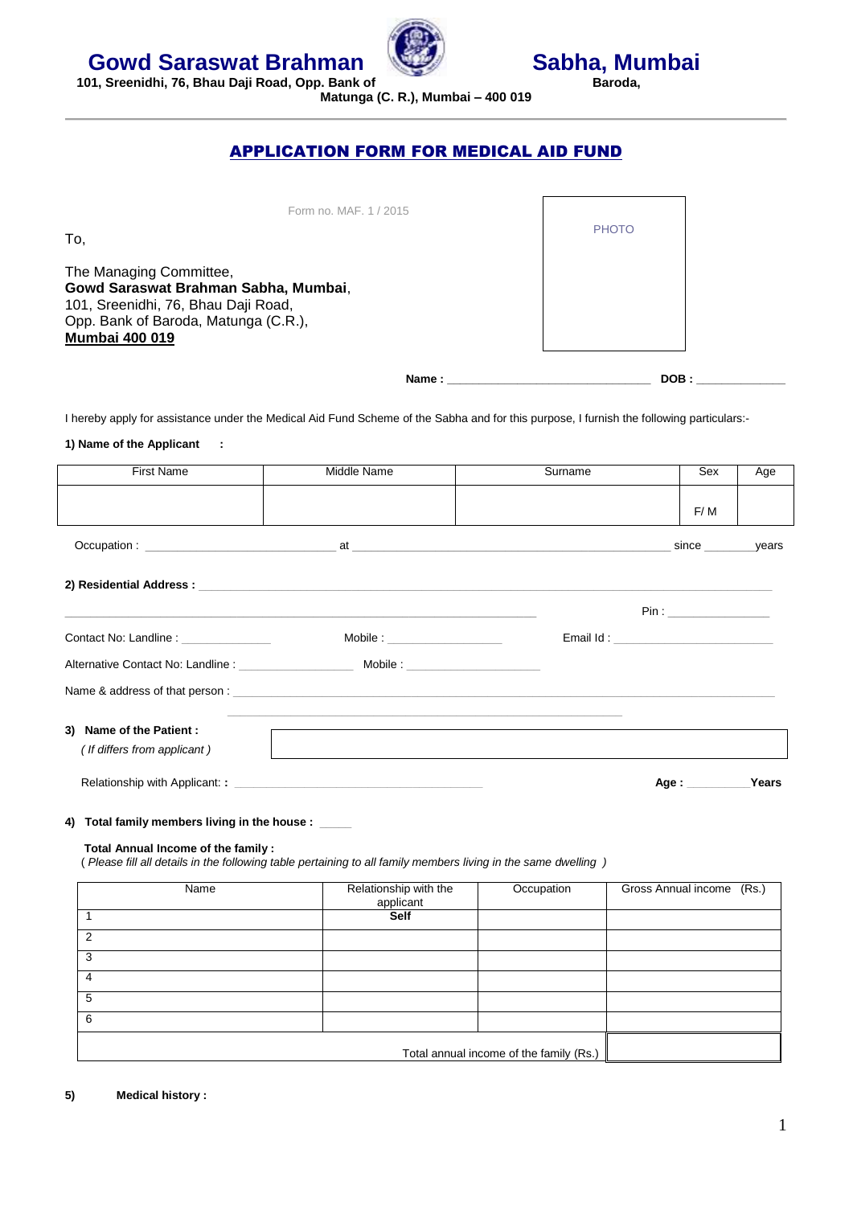# Gowd Saraswat Brahman Sabha, Mumbai

**101, Sreenidhi, 76, Bhau Daji Road, Opp. Bank of Baroda, Matunga (C. R.), Mumbai – 400 019**

---

## APPLICATION FORM FOR MEDICAL AID FUND

Form no. MAF. 1 / 2015

PHOTO

To,

The Managing Committee,
**Gowd Saraswat Brahman Sabha, Mumbai**,
101, Sreenidhi, 76, Bhau Daji Road,
Opp. Bank of Baroda, Matunga (C.R.),
**Mumbai 400 019**

**Name :** ______________________________ **DOB :** _____________

I hereby apply for assistance under the Medical Aid Fund Scheme of the Sabha and for this purpose, I furnish the following particulars:-

**1) Name of the Applicant :**

| First Name | Middle Name | Surname | Sex | Age |
|---|---|---|---|---|
| | | | F/ M | |

Occupation : ____________________________ at ______________________________________________ since _______ years

**2) Residential Address :** ____________________________________________________________________________

________________________________________________________________ Pin : _______________

Contact No: Landline : _____________ Mobile : _________________ Email Id : ________________________

Alternative Contact No: Landline : _________________ Mobile : ____________________

Name & address of that person : ____________________________________________________________________

______________________________________________________________

**3) Name of the Patient :**
*( If differs from applicant )*

Relationship with Applicant: **:** ______________________________________ **Age :** _________ **Years**

**4) Total family members living in the house :** _____

**Total Annual Income of the family :**
( *Please fill all details in the following table pertaining to all family members living in the same dwelling* )

| Name | Relationship with the applicant | Occupation | Gross Annual income (Rs.) |
|---|---|---|---|
| 1 | **Self** | | |
| 2 | | | |
| 3 | | | |
| 4 | | | |
| 5 | | | |
| 6 | | | |
| | | Total annual income of the family (Rs.) | |

**5) Medical history :**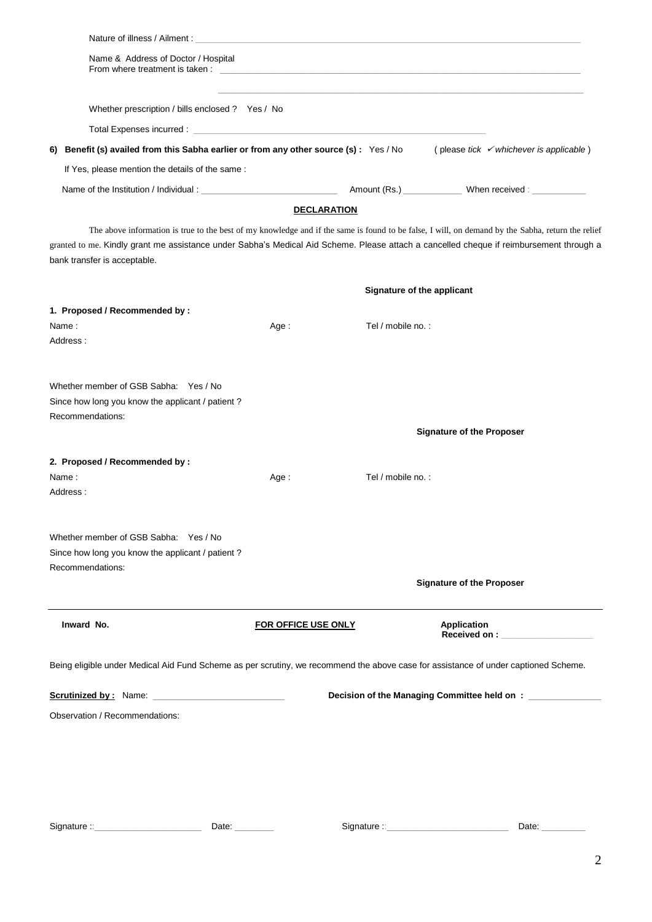Nature of illness / Ailment : ________________________________________________

Name & Address of Doctor / Hospital
From where treatment is taken : ________________________________________________

________________________________________________

Whether prescription / bills enclosed ? Yes / No

Total Expenses incurred : ________________________________________________

**6) Benefit (s) availed from this Sabha earlier or from any other source (s) :** Yes / No ( please *tick ✓ whichever is applicable* )

If Yes, please mention the details of the same :

Name of the Institution / Individual : ____________________________ Amount (Rs.) ____________ When received : ___________

## DECLARATION

The above information is true to the best of my knowledge and if the same is found to be false, I will, on demand by the Sabha, return the relief granted to me. Kindly grant me assistance under Sabha's Medical Aid Scheme. Please attach a cancelled cheque if reimbursement through a bank transfer is acceptable.

**Signature of the applicant**

**1. Proposed / Recommended by :**

Name : Age : Tel / mobile no. :

Address :

Whether member of GSB Sabha: Yes / No

Since how long you know the applicant / patient ?

Recommendations:

**Signature of the Proposer**

**2. Proposed / Recommended by :**

Name : Age : Tel / mobile no. :

Address :

Whether member of GSB Sabha: Yes / No

Since how long you know the applicant / patient ?

Recommendations:

**Signature of the Proposer**

---

**Inward No.** **FOR OFFICE USE ONLY** **Application Received on :** ____________________

Being eligible under Medical Aid Fund Scheme as per scrutiny, we recommend the above case for assistance of under captioned Scheme.

**Scrutinized by :** Name: ____________________________ **Decision of the Managing Committee held on :** _______________

Observation / Recommendations:

Signature ::______________________ Date: ________ Signature ::_________________________ Date: _________